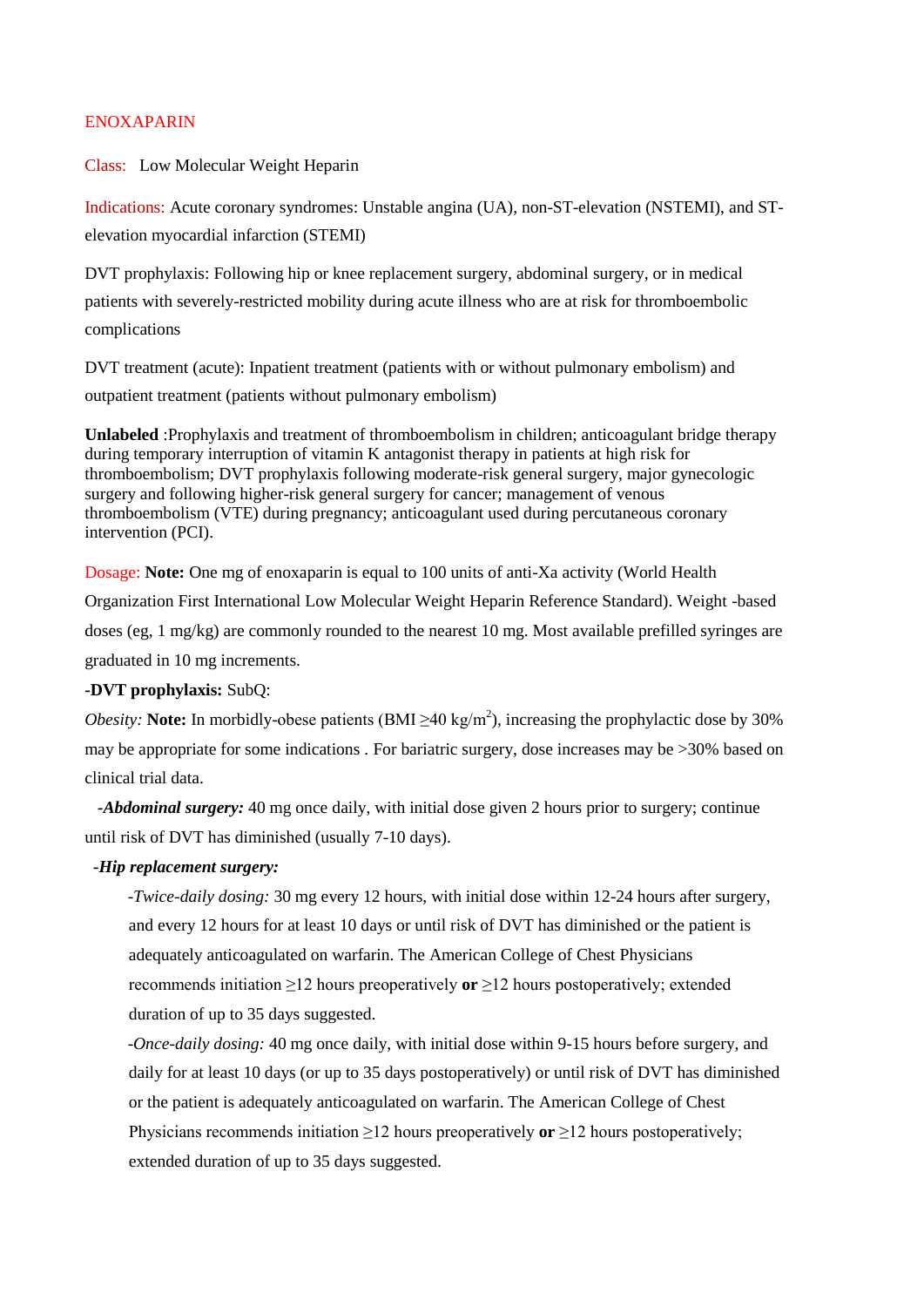# ENOXAPARIN

**Class:** Low Molecular Weight Heparin

**Indications:** Acute coronary syndromes: Unstable angina (UA), non-ST-elevation (NSTEMI), and ST-elevation myocardial infarction (STEMI)

DVT prophylaxis: Following hip or knee replacement surgery, abdominal surgery, or in medical patients with severely-restricted mobility during acute illness who are at risk for thromboembolic complications

DVT treatment (acute): Inpatient treatment (patients with or without pulmonary embolism) and outpatient treatment (patients without pulmonary embolism)

**Unlabeled** :Prophylaxis and treatment of thromboembolism in children; anticoagulant bridge therapy during temporary interruption of vitamin K antagonist therapy in patients at high risk for thromboembolism; DVT prophylaxis following moderate-risk general surgery, major gynecologic surgery and following higher-risk general surgery for cancer; management of venous thromboembolism (VTE) during pregnancy; anticoagulant used during percutaneous coronary intervention (PCI).

**Dosage:** **Note:** One mg of enoxaparin is equal to 100 units of anti-Xa activity (World Health Organization First International Low Molecular Weight Heparin Reference Standard). Weight -based doses (eg, 1 mg/kg) are commonly rounded to the nearest 10 mg. Most available prefilled syringes are graduated in 10 mg increments.

**-DVT prophylaxis:** SubQ:

*Obesity:* **Note:** In morbidly-obese patients (BMI $\geq$40 kg/m$^2$), increasing the prophylactic dose by 30% may be appropriate for some indications . For bariatric surgery, dose increases may be >30% based on clinical trial data.

***-Abdominal surgery:*** 40 mg once daily, with initial dose given 2 hours prior to surgery; continue until risk of DVT has diminished (usually 7-10 days).

***-Hip replacement surgery:***

*-Twice-daily dosing:* 30 mg every 12 hours, with initial dose within 12-24 hours after surgery, and every 12 hours for at least 10 days or until risk of DVT has diminished or the patient is adequately anticoagulated on warfarin. The American College of Chest Physicians recommends initiation $\geq$12 hours preoperatively **or** $\geq$12 hours postoperatively; extended duration of up to 35 days suggested.

*-Once-daily dosing:* 40 mg once daily, with initial dose within 9-15 hours before surgery, and daily for at least 10 days (or up to 35 days postoperatively) or until risk of DVT has diminished or the patient is adequately anticoagulated on warfarin. The American College of Chest Physicians recommends initiation $\geq$12 hours preoperatively **or** $\geq$12 hours postoperatively; extended duration of up to 35 days suggested.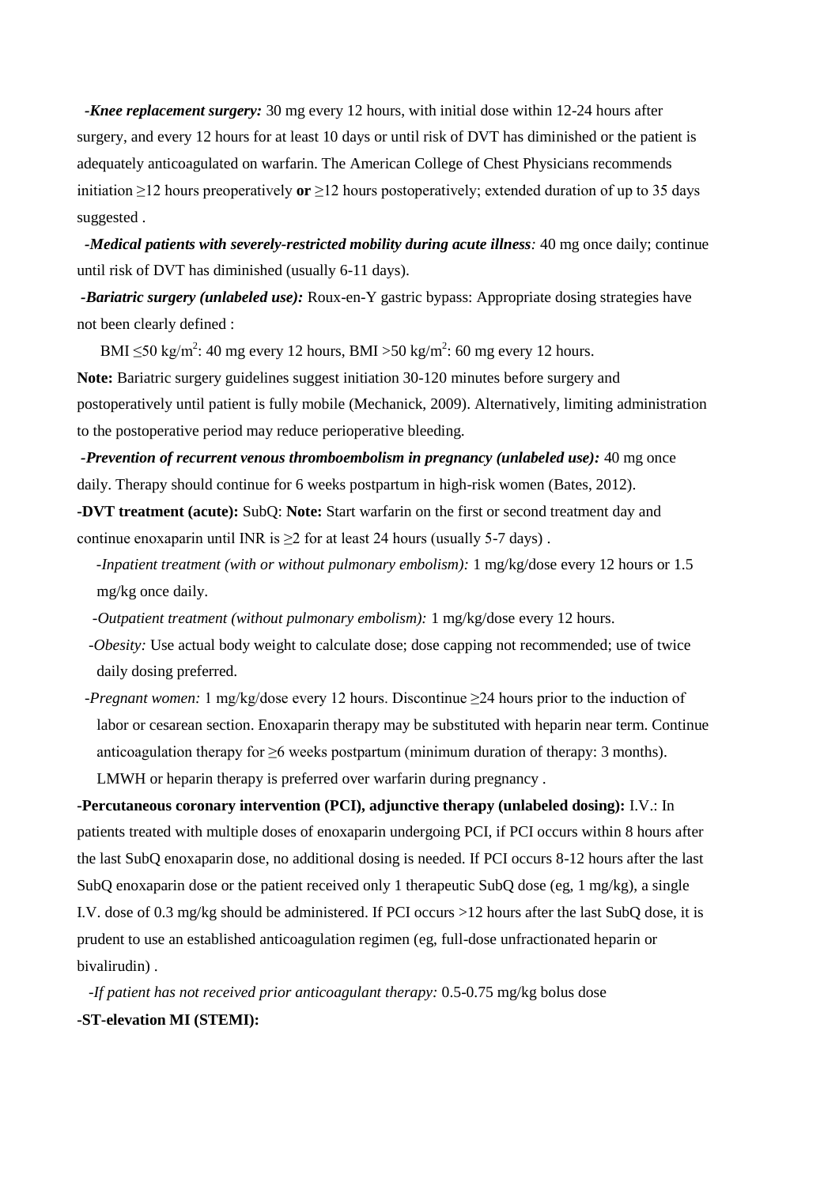-***Knee replacement surgery:*** 30 mg every 12 hours, with initial dose within 12-24 hours after surgery, and every 12 hours for at least 10 days or until risk of DVT has diminished or the patient is adequately anticoagulated on warfarin. The American College of Chest Physicians recommends initiation ≥12 hours preoperatively **or** ≥12 hours postoperatively; extended duration of up to 35 days suggested .

-***Medical patients with severely-restricted mobility during acute illness****:* 40 mg once daily; continue until risk of DVT has diminished (usually 6-11 days).

-***Bariatric surgery (unlabeled use):*** Roux-en-Y gastric bypass: Appropriate dosing strategies have not been clearly defined :

BMI ≤50 kg/m$^2$: 40 mg every 12 hours, BMI >50 kg/m$^2$: 60 mg every 12 hours.

**Note:** Bariatric surgery guidelines suggest initiation 30-120 minutes before surgery and postoperatively until patient is fully mobile (Mechanick, 2009). Alternatively, limiting administration to the postoperative period may reduce perioperative bleeding.

-***Prevention of recurrent venous thromboembolism in pregnancy (unlabeled use):*** 40 mg once daily. Therapy should continue for 6 weeks postpartum in high-risk women (Bates, 2012).

-**DVT treatment (acute):** SubQ: **Note:** Start warfarin on the first or second treatment day and continue enoxaparin until INR is ≥2 for at least 24 hours (usually 5-7 days) .

- *Inpatient treatment (with or without pulmonary embolism):* 1 mg/kg/dose every 12 hours or 1.5 mg/kg once daily.
- *Outpatient treatment (without pulmonary embolism):* 1 mg/kg/dose every 12 hours.
- *Obesity:* Use actual body weight to calculate dose; dose capping not recommended; use of twice daily dosing preferred.
- *Pregnant women:* 1 mg/kg/dose every 12 hours. Discontinue ≥24 hours prior to the induction of labor or cesarean section. Enoxaparin therapy may be substituted with heparin near term. Continue anticoagulation therapy for ≥6 weeks postpartum (minimum duration of therapy: 3 months). LMWH or heparin therapy is preferred over warfarin during pregnancy .

-**Percutaneous coronary intervention (PCI), adjunctive therapy (unlabeled dosing):** I.V.: In patients treated with multiple doses of enoxaparin undergoing PCI, if PCI occurs within 8 hours after the last SubQ enoxaparin dose, no additional dosing is needed. If PCI occurs 8-12 hours after the last SubQ enoxaparin dose or the patient received only 1 therapeutic SubQ dose (eg, 1 mg/kg), a single I.V. dose of 0.3 mg/kg should be administered. If PCI occurs >12 hours after the last SubQ dose, it is prudent to use an established anticoagulation regimen (eg, full-dose unfractionated heparin or bivalirudin) .

- *If patient has not received prior anticoagulant therapy:* 0.5-0.75 mg/kg bolus dose

**-ST-elevation MI (STEMI):**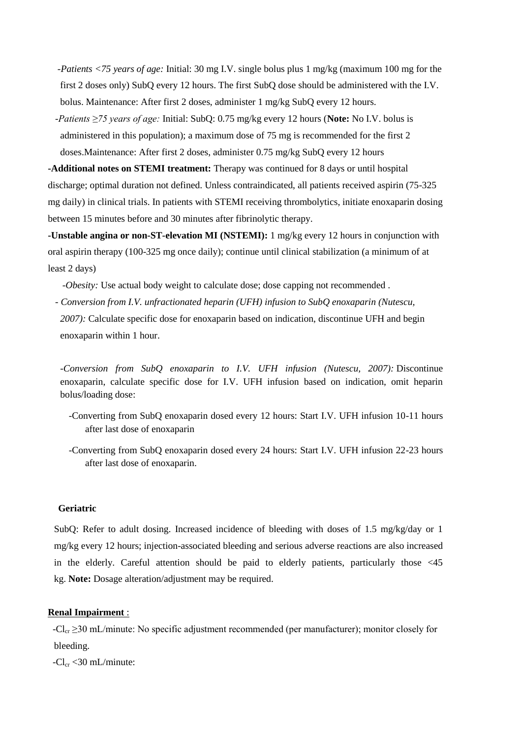-*Patients <75 years of age:* Initial: 30 mg I.V. single bolus plus 1 mg/kg (maximum 100 mg for the first 2 doses only) SubQ every 12 hours. The first SubQ dose should be administered with the I.V. bolus. Maintenance: After first 2 doses, administer 1 mg/kg SubQ every 12 hours.

-*Patients ≥75 years of age:* Initial: SubQ: 0.75 mg/kg every 12 hours (**Note:** No I.V. bolus is administered in this population); a maximum dose of 75 mg is recommended for the first 2 doses.Maintenance: After first 2 doses, administer 0.75 mg/kg SubQ every 12 hours

-**Additional notes on STEMI treatment:** Therapy was continued for 8 days or until hospital discharge; optimal duration not defined. Unless contraindicated, all patients received aspirin (75-325 mg daily) in clinical trials. In patients with STEMI receiving thrombolytics, initiate enoxaparin dosing between 15 minutes before and 30 minutes after fibrinolytic therapy.

-**Unstable angina or non-ST-elevation MI (NSTEMI):** 1 mg/kg every 12 hours in conjunction with oral aspirin therapy (100-325 mg once daily); continue until clinical stabilization (a minimum of at least 2 days)

-*Obesity:* Use actual body weight to calculate dose; dose capping not recommended .

- *Conversion from I.V. unfractionated heparin (UFH) infusion to SubQ enoxaparin (Nutescu, 2007):* Calculate specific dose for enoxaparin based on indication, discontinue UFH and begin enoxaparin within 1 hour.

-*Conversion from SubQ enoxaparin to I.V. UFH infusion (Nutescu, 2007):* Discontinue enoxaparin, calculate specific dose for I.V. UFH infusion based on indication, omit heparin bolus/loading dose:

-Converting from SubQ enoxaparin dosed every 12 hours: Start I.V. UFH infusion 10-11 hours after last dose of enoxaparin

-Converting from SubQ enoxaparin dosed every 24 hours: Start I.V. UFH infusion 22-23 hours after last dose of enoxaparin.

**Geriatric**

SubQ: Refer to adult dosing. Increased incidence of bleeding with doses of 1.5 mg/kg/day or 1 mg/kg every 12 hours; injection-associated bleeding and serious adverse reactions are also increased in the elderly. Careful attention should be paid to elderly patients, particularly those <45 kg. **Note:** Dosage alteration/adjustment may be required.

**Renal Impairment** :

-$Cl_{cr}$ ≥30 mL/minute: No specific adjustment recommended (per manufacturer); monitor closely for bleeding.

-$Cl_{cr}$ <30 mL/minute: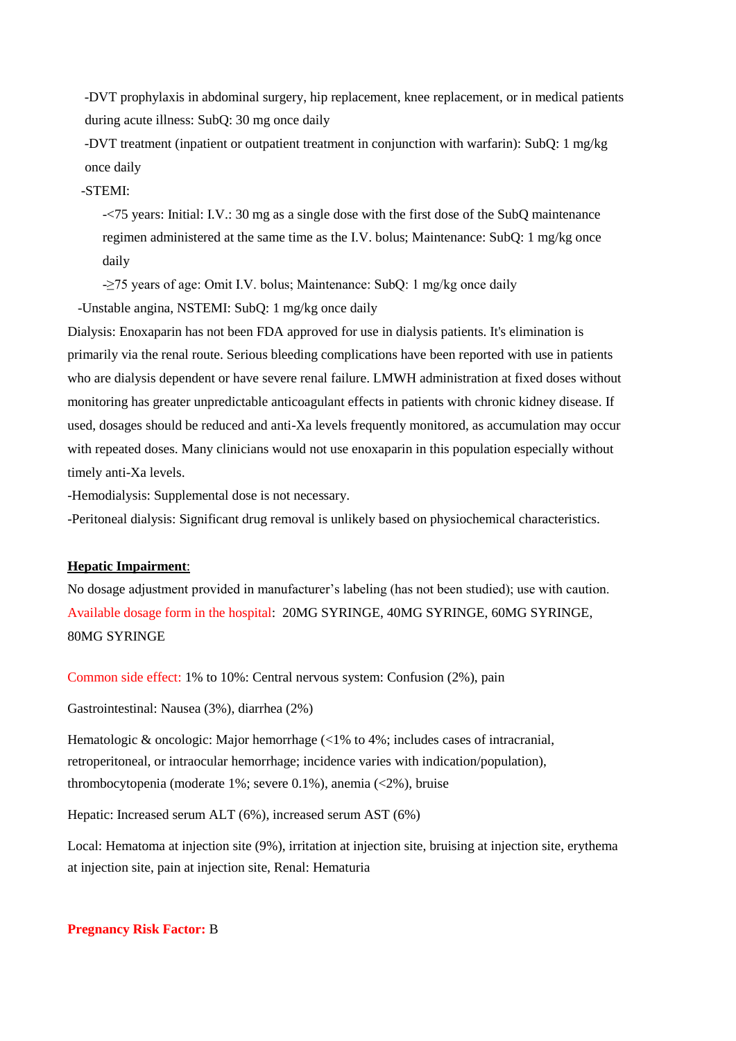-DVT prophylaxis in abdominal surgery, hip replacement, knee replacement, or in medical patients during acute illness: SubQ: 30 mg once daily

-DVT treatment (inpatient or outpatient treatment in conjunction with warfarin): SubQ: 1 mg/kg once daily

-STEMI:

-<75 years: Initial: I.V.: 30 mg as a single dose with the first dose of the SubQ maintenance regimen administered at the same time as the I.V. bolus; Maintenance: SubQ: 1 mg/kg once daily

-≥75 years of age: Omit I.V. bolus; Maintenance: SubQ: 1 mg/kg once daily

-Unstable angina, NSTEMI: SubQ: 1 mg/kg once daily

Dialysis: Enoxaparin has not been FDA approved for use in dialysis patients. It's elimination is primarily via the renal route. Serious bleeding complications have been reported with use in patients who are dialysis dependent or have severe renal failure. LMWH administration at fixed doses without monitoring has greater unpredictable anticoagulant effects in patients with chronic kidney disease. If used, dosages should be reduced and anti-Xa levels frequently monitored, as accumulation may occur with repeated doses. Many clinicians would not use enoxaparin in this population especially without timely anti-Xa levels.

-Hemodialysis: Supplemental dose is not necessary.

-Peritoneal dialysis: Significant drug removal is unlikely based on physiochemical characteristics.

**Hepatic Impairment**:

No dosage adjustment provided in manufacturer's labeling (has not been studied); use with caution.

Available dosage form in the hospital: 20MG SYRINGE, 40MG SYRINGE, 60MG SYRINGE, 80MG SYRINGE

Common side effect: 1% to 10%: Central nervous system: Confusion (2%), pain

Gastrointestinal: Nausea (3%), diarrhea (2%)

Hematologic & oncologic: Major hemorrhage (<1% to 4%; includes cases of intracranial, retroperitoneal, or intraocular hemorrhage; incidence varies with indication/population), thrombocytopenia (moderate 1%; severe 0.1%), anemia (<2%), bruise

Hepatic: Increased serum ALT (6%), increased serum AST (6%)

Local: Hematoma at injection site (9%), irritation at injection site, bruising at injection site, erythema at injection site, pain at injection site, Renal: Hematuria

**Pregnancy Risk Factor:** B